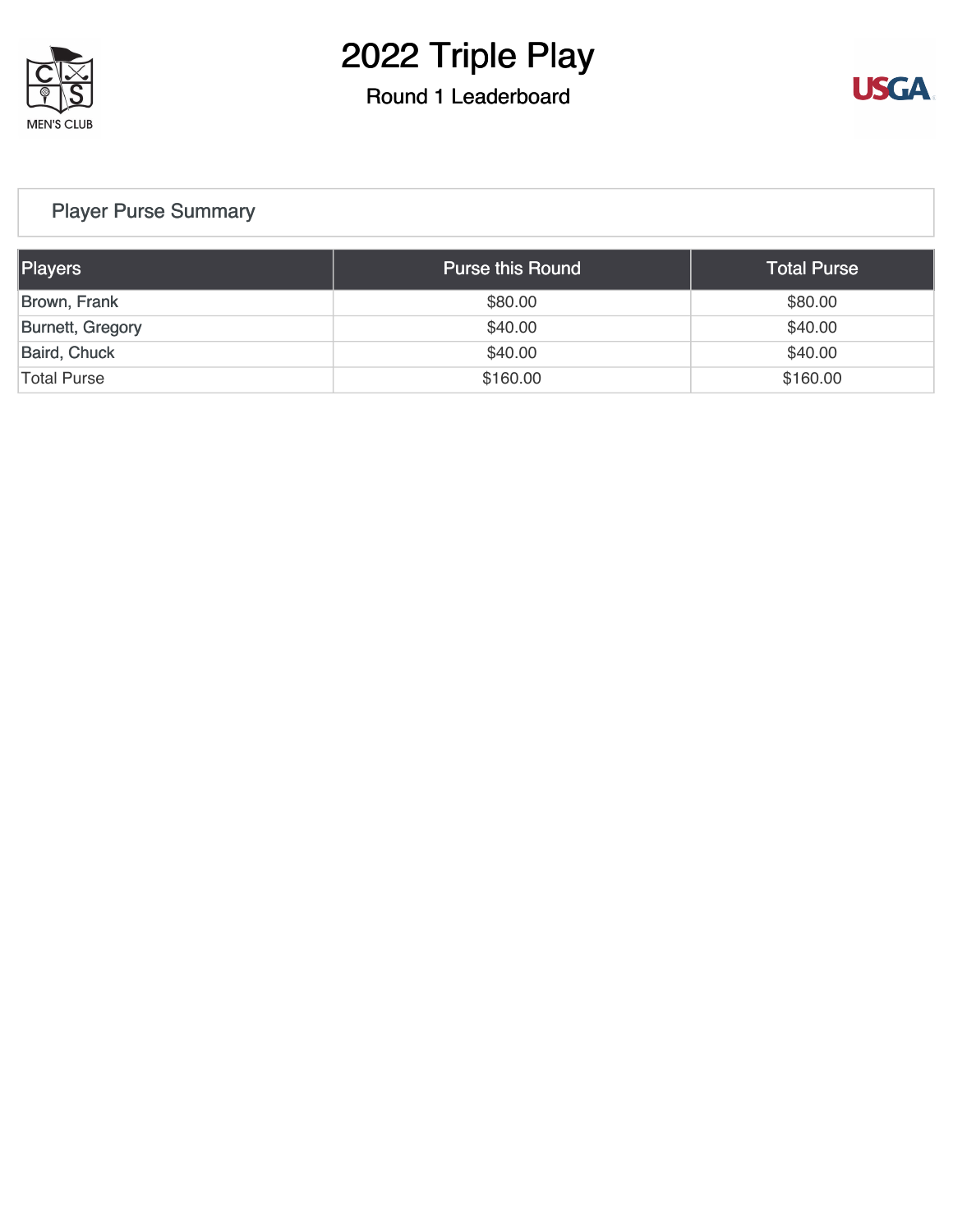# 2022 Triple Play

## Round 1 Leaderboard

### Player Purse Summary

| Players | Purse this Round | Total Purse |
|---|---|---|
| Brown, Frank | $80.00 | $80.00 |
| Burnett, Gregory | $40.00 | $40.00 |
| Baird, Chuck | $40.00 | $40.00 |
| Total Purse | $160.00 | $160.00 |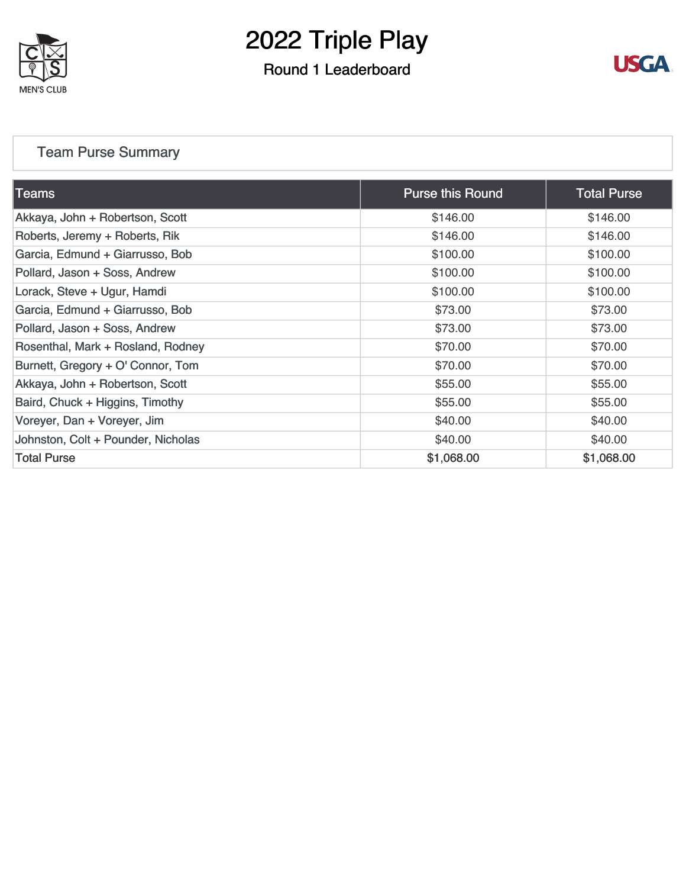# 2022 Triple Play

## Round 1 Leaderboard

### Team Purse Summary

| Teams | Purse this Round | Total Purse |
|---|---|---|
| Akkaya, John + Robertson, Scott | $146.00 | $146.00 |
| Roberts, Jeremy + Roberts, Rik | $146.00 | $146.00 |
| Garcia, Edmund + Giarrusso, Bob | $100.00 | $100.00 |
| Pollard, Jason + Soss, Andrew | $100.00 | $100.00 |
| Lorack, Steve + Ugur, Hamdi | $100.00 | $100.00 |
| Garcia, Edmund + Giarrusso, Bob | $73.00 | $73.00 |
| Pollard, Jason + Soss, Andrew | $73.00 | $73.00 |
| Rosenthal, Mark + Rosland, Rodney | $70.00 | $70.00 |
| Burnett, Gregory + O' Connor, Tom | $70.00 | $70.00 |
| Akkaya, John + Robertson, Scott | $55.00 | $55.00 |
| Baird, Chuck + Higgins, Timothy | $55.00 | $55.00 |
| Voreyer, Dan + Voreyer, Jim | $40.00 | $40.00 |
| Johnston, Colt + Pounder, Nicholas | $40.00 | $40.00 |
| Total Purse | $1,068.00 | $1,068.00 |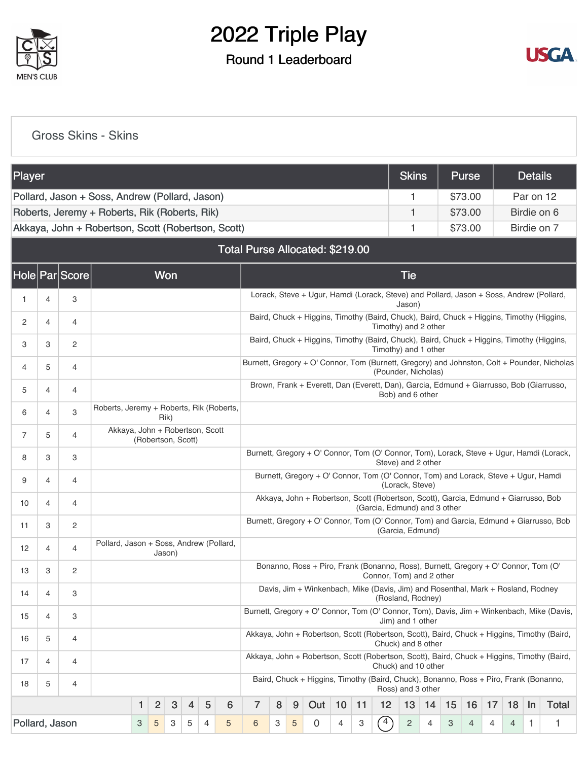# 2022 Triple Play

## Round 1 Leaderboard

MEN'S CLUB

USGA

### Gross Skins - Skins

| Player | Skins | Purse | Details |
|---|---|---|---|
| Pollard, Jason + Soss, Andrew (Pollard, Jason) | 1 | $73.00 | Par on 12 |
| Roberts, Jeremy + Roberts, Rik (Roberts, Rik) | 1 | $73.00 | Birdie on 6 |
| Akkaya, John + Robertson, Scott (Robertson, Scott) | 1 | $73.00 | Birdie on 7 |

**Total Purse Allocated: $219.00**

| Hole | Par | Score | Won | Tie |
|---|---|---|---|---|
| 1 | 4 | 3 | | Lorack, Steve + Ugur, Hamdi (Lorack, Steve) and Pollard, Jason + Soss, Andrew (Pollard, Jason) |
| 2 | 4 | 4 | | Baird, Chuck + Higgins, Timothy (Baird, Chuck), Baird, Chuck + Higgins, Timothy (Higgins, Timothy) and 2 other |
| 3 | 3 | 2 | | Baird, Chuck + Higgins, Timothy (Baird, Chuck), Baird, Chuck + Higgins, Timothy (Higgins, Timothy) and 1 other |
| 4 | 5 | 4 | | Burnett, Gregory + O' Connor, Tom (Burnett, Gregory) and Johnston, Colt + Pounder, Nicholas (Pounder, Nicholas) |
| 5 | 4 | 4 | | Brown, Frank + Everett, Dan (Everett, Dan), Garcia, Edmund + Giarrusso, Bob (Giarrusso, Bob) and 6 other |
| 6 | 4 | 3 | Roberts, Jeremy + Roberts, Rik (Roberts, Rik) | |
| 7 | 5 | 4 | Akkaya, John + Robertson, Scott (Robertson, Scott) | |
| 8 | 3 | 3 | | Burnett, Gregory + O' Connor, Tom (O' Connor, Tom), Lorack, Steve + Ugur, Hamdi (Lorack, Steve) and 2 other |
| 9 | 4 | 4 | | Burnett, Gregory + O' Connor, Tom (O' Connor, Tom) and Lorack, Steve + Ugur, Hamdi (Lorack, Steve) |
| 10 | 4 | 4 | | Akkaya, John + Robertson, Scott (Robertson, Scott), Garcia, Edmund + Giarrusso, Bob (Garcia, Edmund) and 3 other |
| 11 | 3 | 2 | | Burnett, Gregory + O' Connor, Tom (O' Connor, Tom) and Garcia, Edmund + Giarrusso, Bob (Garcia, Edmund) |
| 12 | 4 | 4 | Pollard, Jason + Soss, Andrew (Pollard, Jason) | |
| 13 | 3 | 2 | | Bonanno, Ross + Piro, Frank (Bonanno, Ross), Burnett, Gregory + O' Connor, Tom (O' Connor, Tom) and 2 other |
| 14 | 4 | 3 | | Davis, Jim + Winkenbach, Mike (Davis, Jim) and Rosenthal, Mark + Rosland, Rodney (Rosland, Rodney) |
| 15 | 4 | 3 | | Burnett, Gregory + O' Connor, Tom (O' Connor, Tom), Davis, Jim + Winkenbach, Mike (Davis, Jim) and 1 other |
| 16 | 5 | 4 | | Akkaya, John + Robertson, Scott (Robertson, Scott), Baird, Chuck + Higgins, Timothy (Baird, Chuck) and 8 other |
| 17 | 4 | 4 | | Akkaya, John + Robertson, Scott (Robertson, Scott), Baird, Chuck + Higgins, Timothy (Baird, Chuck) and 10 other |
| 18 | 5 | 4 | | Baird, Chuck + Higgins, Timothy (Baird, Chuck), Bonanno, Ross + Piro, Frank (Bonanno, Ross) and 3 other |

| | 1 | 2 | 3 | 4 | 5 | 6 | 7 | 8 | 9 | Out | 10 | 11 | 12 | 13 | 14 | 15 | 16 | 17 | 18 | In | Total |
|---|---|---|---|---|---|---|---|---|---|---|---|---|---|---|---|---|---|---|---|---|---|
| Pollard, Jason | 3 | 5 | 3 | 5 | 4 | 5 | 6 | 3 | 5 | 0 | 4 | 3 | 4 | 2 | 4 | 3 | 4 | 4 | 4 | 1 | 1 |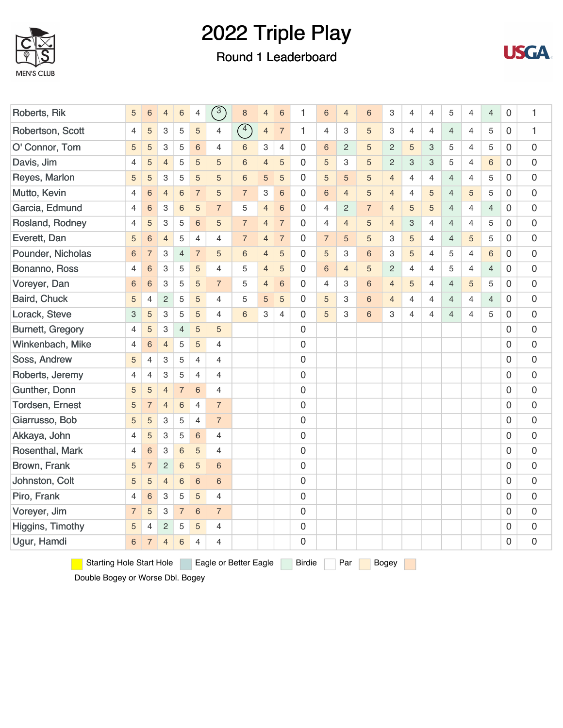# 2022 Triple Play

## Round 1 Leaderboard

| Name | | | | | | | | | | | | | | | | | | | | | |
|---|---|---|---|---|---|---|---|---|---|---|---|---|---|---|---|---|---|---|---|---|---|
| Roberts, Rik | 5 | 6 | 4 | 6 | 4 | 3 | 8 | 4 | 6 | 1 | 6 | 4 | 6 | 3 | 4 | 4 | 5 | 4 | 4 | 0 | 1 |
| Robertson, Scott | 4 | 5 | 3 | 5 | 5 | 4 | 4 | 4 | 7 | 1 | 4 | 3 | 5 | 3 | 4 | 4 | 4 | 4 | 5 | 0 | 1 |
| O' Connor, Tom | 5 | 5 | 3 | 5 | 6 | 4 | 6 | 3 | 4 | 0 | 6 | 2 | 5 | 2 | 5 | 3 | 5 | 4 | 5 | 0 | 0 |
| Davis, Jim | 4 | 5 | 4 | 5 | 5 | 5 | 6 | 4 | 5 | 0 | 5 | 3 | 5 | 2 | 3 | 3 | 5 | 4 | 6 | 0 | 0 |
| Reyes, Marlon | 5 | 5 | 3 | 5 | 5 | 5 | 6 | 5 | 5 | 0 | 5 | 5 | 5 | 4 | 4 | 4 | 4 | 4 | 5 | 0 | 0 |
| Mutto, Kevin | 4 | 6 | 4 | 6 | 7 | 5 | 7 | 3 | 6 | 0 | 6 | 4 | 5 | 4 | 4 | 5 | 4 | 5 | 5 | 0 | 0 |
| Garcia, Edmund | 4 | 6 | 3 | 6 | 5 | 7 | 5 | 4 | 6 | 0 | 4 | 2 | 7 | 4 | 5 | 5 | 4 | 4 | 4 | 0 | 0 |
| Rosland, Rodney | 4 | 5 | 3 | 5 | 6 | 5 | 7 | 4 | 7 | 0 | 4 | 4 | 5 | 4 | 3 | 4 | 4 | 4 | 5 | 0 | 0 |
| Everett, Dan | 5 | 6 | 4 | 5 | 4 | 4 | 7 | 4 | 7 | 0 | 7 | 5 | 5 | 3 | 5 | 4 | 4 | 5 | 5 | 0 | 0 |
| Pounder, Nicholas | 6 | 7 | 3 | 4 | 7 | 5 | 6 | 4 | 5 | 0 | 5 | 3 | 6 | 3 | 5 | 4 | 5 | 4 | 6 | 0 | 0 |
| Bonanno, Ross | 4 | 6 | 3 | 5 | 5 | 4 | 5 | 4 | 5 | 0 | 6 | 4 | 5 | 2 | 4 | 4 | 5 | 4 | 4 | 0 | 0 |
| Voreyer, Dan | 6 | 6 | 3 | 5 | 5 | 7 | 5 | 4 | 6 | 0 | 4 | 3 | 6 | 4 | 5 | 4 | 4 | 5 | 5 | 0 | 0 |
| Baird, Chuck | 5 | 4 | 2 | 5 | 5 | 4 | 5 | 5 | 5 | 0 | 5 | 3 | 6 | 4 | 4 | 4 | 4 | 4 | 4 | 0 | 0 |
| Lorack, Steve | 3 | 5 | 3 | 5 | 5 | 4 | 6 | 3 | 4 | 0 | 5 | 3 | 6 | 3 | 4 | 4 | 4 | 4 | 5 | 0 | 0 |
| Burnett, Gregory | 4 | 5 | 3 | 4 | 5 | 5 | | | | 0 | | | | | | | | | | 0 | 0 |
| Winkenbach, Mike | 4 | 6 | 4 | 5 | 5 | 4 | | | | 0 | | | | | | | | | | 0 | 0 |
| Soss, Andrew | 5 | 4 | 3 | 5 | 4 | 4 | | | | 0 | | | | | | | | | | 0 | 0 |
| Roberts, Jeremy | 4 | 4 | 3 | 5 | 4 | 4 | | | | 0 | | | | | | | | | | 0 | 0 |
| Gunther, Donn | 5 | 5 | 4 | 7 | 6 | 4 | | | | 0 | | | | | | | | | | 0 | 0 |
| Tordsen, Ernest | 5 | 7 | 4 | 6 | 4 | 7 | | | | 0 | | | | | | | | | | 0 | 0 |
| Giarrusso, Bob | 5 | 5 | 3 | 5 | 4 | 7 | | | | 0 | | | | | | | | | | 0 | 0 |
| Akkaya, John | 4 | 5 | 3 | 5 | 6 | 4 | | | | 0 | | | | | | | | | | 0 | 0 |
| Rosenthal, Mark | 4 | 6 | 3 | 6 | 5 | 4 | | | | 0 | | | | | | | | | | 0 | 0 |
| Brown, Frank | 5 | 7 | 2 | 6 | 5 | 6 | | | | 0 | | | | | | | | | | 0 | 0 |
| Johnston, Colt | 5 | 5 | 4 | 6 | 6 | 6 | | | | 0 | | | | | | | | | | 0 | 0 |
| Piro, Frank | 4 | 6 | 3 | 5 | 5 | 4 | | | | 0 | | | | | | | | | | 0 | 0 |
| Voreyer, Jim | 7 | 5 | 3 | 7 | 6 | 7 | | | | 0 | | | | | | | | | | 0 | 0 |
| Higgins, Timothy | 5 | 4 | 2 | 5 | 5 | 4 | | | | 0 | | | | | | | | | | 0 | 0 |
| Ugur, Hamdi | 6 | 7 | 4 | 6 | 4 | 4 | | | | 0 | | | | | | | | | | 0 | 0 |

Starting Hole Start Hole | Eagle or Better Eagle | Birdie | Par | Bogey | Double Bogey or Worse Dbl. Bogey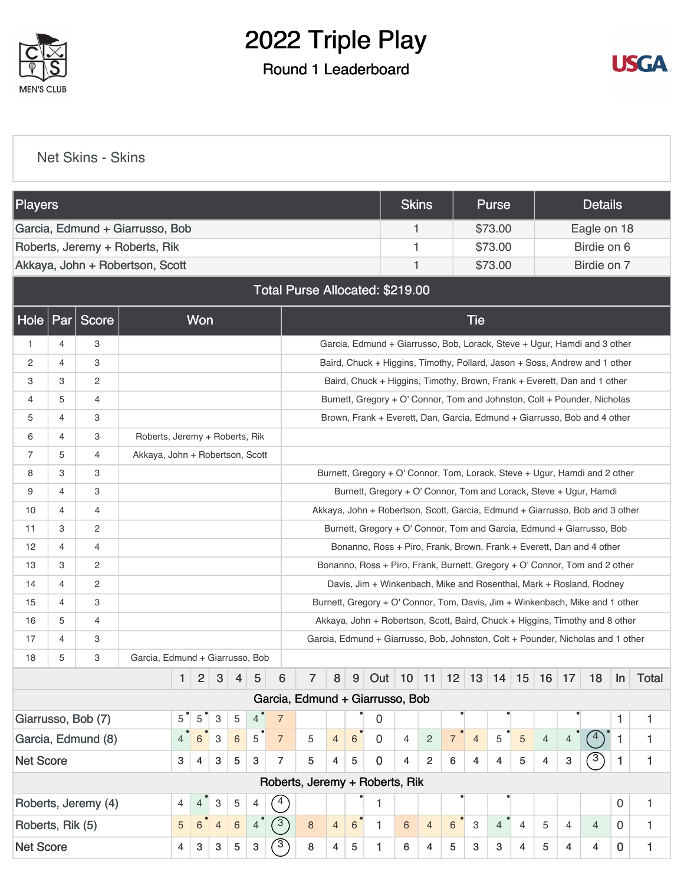# 2022 Triple Play

## Round 1 Leaderboard

MEN'S CLUB

USGA

### Net Skins - Skins

| Players | Skins | Purse | Details |
|---|---|---|---|
| Garcia, Edmund + Giarrusso, Bob | 1 | $73.00 | Eagle on 18 |
| Roberts, Jeremy + Roberts, Rik | 1 | $73.00 | Birdie on 6 |
| Akkaya, John + Robertson, Scott | 1 | $73.00 | Birdie on 7 |

**Total Purse Allocated: $219.00**

| Hole | Par | Score | Won | Tie |
|---|---|---|---|---|
| 1 | 4 | 3 | | Garcia, Edmund + Giarrusso, Bob, Lorack, Steve + Ugur, Hamdi and 3 other |
| 2 | 4 | 3 | | Baird, Chuck + Higgins, Timothy, Pollard, Jason + Soss, Andrew and 1 other |
| 3 | 3 | 2 | | Baird, Chuck + Higgins, Timothy, Brown, Frank + Everett, Dan and 1 other |
| 4 | 5 | 4 | | Burnett, Gregory + O' Connor, Tom and Johnston, Colt + Pounder, Nicholas |
| 5 | 4 | 3 | | Brown, Frank + Everett, Dan, Garcia, Edmund + Giarrusso, Bob and 4 other |
| 6 | 4 | 3 | Roberts, Jeremy + Roberts, Rik | |
| 7 | 5 | 4 | Akkaya, John + Robertson, Scott | |
| 8 | 3 | 3 | | Burnett, Gregory + O' Connor, Tom, Lorack, Steve + Ugur, Hamdi and 2 other |
| 9 | 4 | 3 | | Burnett, Gregory + O' Connor, Tom and Lorack, Steve + Ugur, Hamdi |
| 10 | 4 | 4 | | Akkaya, John + Robertson, Scott, Garcia, Edmund + Giarrusso, Bob and 3 other |
| 11 | 3 | 2 | | Burnett, Gregory + O' Connor, Tom and Garcia, Edmund + Giarrusso, Bob |
| 12 | 4 | 4 | | Bonanno, Ross + Piro, Frank, Brown, Frank + Everett, Dan and 4 other |
| 13 | 3 | 2 | | Bonanno, Ross + Piro, Frank, Burnett, Gregory + O' Connor, Tom and 2 other |
| 14 | 4 | 2 | | Davis, Jim + Winkenbach, Mike and Rosenthal, Mark + Rosland, Rodney |
| 15 | 4 | 3 | | Burnett, Gregory + O' Connor, Tom, Davis, Jim + Winkenbach, Mike and 1 other |
| 16 | 5 | 4 | | Akkaya, John + Robertson, Scott, Baird, Chuck + Higgins, Timothy and 8 other |
| 17 | 4 | 3 | | Garcia, Edmund + Giarrusso, Bob, Johnston, Colt + Pounder, Nicholas and 1 other |
| 18 | 5 | 3 | Garcia, Edmund + Giarrusso, Bob | |

| | 1 | 2 | 3 | 4 | 5 | 6 | 7 | 8 | 9 | Out | 10 | 11 | 12 | 13 | 14 | 15 | 16 | 17 | 18 | In | Total |
|---|---|---|---|---|---|---|---|---|---|---|---|---|---|---|---|---|---|---|---|---|---|
| **Garcia, Edmund + Giarrusso, Bob** | | | | | | | | | | | | | | | | | | | | | |
| Giarrusso, Bob (7) | 5 | 5 | 3 | 5 | 4 | 7 | | | | 0 | | | | | | | | | | 1 | 1 |
| Garcia, Edmund (8) | 4 | 6 | 3 | 6 | 5 | 7 | 5 | 4 | 6 | 0 | 4 | 2 | 7 | 4 | 5 | 5 | 4 | 4 | 4 | 1 | 1 |
| Net Score | 3 | 4 | 3 | 5 | 3 | 7 | 5 | 4 | 5 | 0 | 4 | 2 | 6 | 4 | 4 | 5 | 4 | 3 | 3 | 1 | 1 |
| **Roberts, Jeremy + Roberts, Rik** | | | | | | | | | | | | | | | | | | | | | |
| Roberts, Jeremy (4) | 4 | 4 | 3 | 5 | 4 | 4 | | | | 1 | | | | | | | | | | 0 | 1 |
| Roberts, Rik (5) | 5 | 6 | 4 | 6 | 4 | 3 | 8 | 4 | 6 | 1 | 6 | 4 | 6 | 3 | 4 | 4 | 5 | 4 | 4 | 0 | 1 |
| Net Score | 4 | 3 | 3 | 5 | 3 | 3 | 8 | 4 | 5 | 1 | 6 | 4 | 5 | 3 | 3 | 4 | 5 | 4 | 4 | 0 | 1 |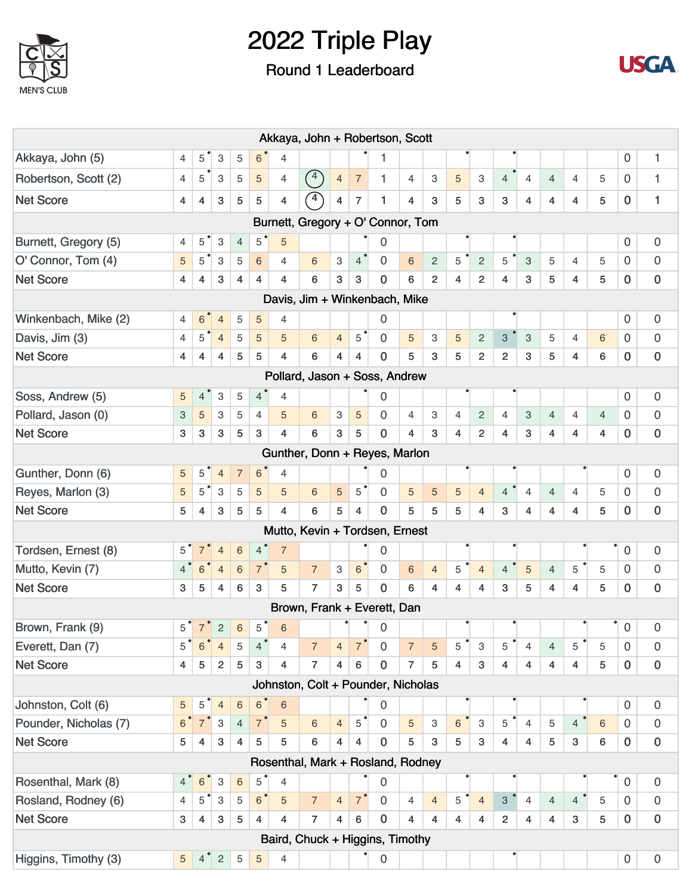# 2022 Triple Play

## Round 1 Leaderboard

| Player | | | | | | | | | | | | | | | | | | | | | |
|---|---|---|---|---|---|---|---|---|---|---|---|---|---|---|---|---|---|---|---|---|---|
| **Akkaya, John + Robertson, Scott** | | | | | | | | | | | | | | | | | | | | | |
| Akkaya, John (5) | 4 | 5 | 3 | 5 | 6 | 4 | | | | 1 | | | | | | | | | | 0 | 1 |
| Robertson, Scott (2) | 4 | 5 | 3 | 5 | 5 | 4 | 4 | 4 | 7 | 1 | 4 | 3 | 5 | 3 | 4 | 4 | 4 | 4 | 5 | 0 | 1 |
| Net Score | 4 | 4 | 3 | 5 | 5 | 4 | 4 | 4 | 7 | 1 | 4 | 3 | 5 | 3 | 3 | 4 | 4 | 4 | 5 | 0 | 1 |
| **Burnett, Gregory + O' Connor, Tom** | | | | | | | | | | | | | | | | | | | | | |
| Burnett, Gregory (5) | 4 | 5 | 3 | 4 | 5 | 5 | | | | 0 | | | | | | | | | | 0 | 0 |
| O' Connor, Tom (4) | 5 | 5 | 3 | 5 | 6 | 4 | 6 | 3 | 4 | 0 | 6 | 2 | 5 | 2 | 5 | 3 | 5 | 4 | 5 | 0 | 0 |
| Net Score | 4 | 4 | 3 | 4 | 4 | 4 | 6 | 3 | 3 | 0 | 6 | 2 | 4 | 2 | 4 | 3 | 5 | 4 | 5 | 0 | 0 |
| **Davis, Jim + Winkenbach, Mike** | | | | | | | | | | | | | | | | | | | | | |
| Winkenbach, Mike (2) | 4 | 6 | 4 | 5 | 5 | 4 | | | | 0 | | | | | | | | | | 0 | 0 |
| Davis, Jim (3) | 4 | 5 | 4 | 5 | 5 | 5 | 6 | 4 | 5 | 0 | 5 | 3 | 5 | 2 | 3 | 3 | 5 | 4 | 6 | 0 | 0 |
| Net Score | 4 | 4 | 4 | 5 | 5 | 4 | 6 | 4 | 4 | 0 | 5 | 3 | 5 | 2 | 2 | 3 | 5 | 4 | 6 | 0 | 0 |
| **Pollard, Jason + Soss, Andrew** | | | | | | | | | | | | | | | | | | | | | |
| Soss, Andrew (5) | 5 | 4 | 3 | 5 | 4 | 4 | | | | 0 | | | | | | | | | | 0 | 0 |
| Pollard, Jason (0) | 3 | 5 | 3 | 5 | 4 | 5 | 6 | 3 | 5 | 0 | 4 | 3 | 4 | 2 | 4 | 3 | 4 | 4 | 4 | 0 | 0 |
| Net Score | 3 | 3 | 3 | 5 | 3 | 4 | 6 | 3 | 5 | 0 | 4 | 3 | 4 | 2 | 4 | 3 | 4 | 4 | 4 | 0 | 0 |
| **Gunther, Donn + Reyes, Marlon** | | | | | | | | | | | | | | | | | | | | | |
| Gunther, Donn (6) | 5 | 5 | 4 | 7 | 6 | 4 | | | | 0 | | | | | | | | | | 0 | 0 |
| Reyes, Marlon (3) | 5 | 5 | 3 | 5 | 5 | 5 | 6 | 5 | 5 | 0 | 5 | 5 | 5 | 4 | 4 | 4 | 4 | 4 | 5 | 0 | 0 |
| Net Score | 5 | 4 | 3 | 5 | 5 | 4 | 6 | 5 | 4 | 0 | 5 | 5 | 5 | 4 | 3 | 4 | 4 | 4 | 5 | 0 | 0 |
| **Mutto, Kevin + Tordsen, Ernest** | | | | | | | | | | | | | | | | | | | | | |
| Tordsen, Ernest (8) | 5 | 7 | 4 | 6 | 4 | 7 | | | | 0 | | | | | | | | | | 0 | 0 |
| Mutto, Kevin (7) | 4 | 6 | 4 | 6 | 7 | 5 | 7 | 3 | 6 | 0 | 6 | 4 | 5 | 4 | 4 | 5 | 4 | 5 | 5 | 0 | 0 |
| Net Score | 3 | 5 | 4 | 6 | 3 | 5 | 7 | 3 | 5 | 0 | 6 | 4 | 4 | 4 | 3 | 5 | 4 | 4 | 5 | 0 | 0 |
| **Brown, Frank + Everett, Dan** | | | | | | | | | | | | | | | | | | | | | |
| Brown, Frank (9) | 5 | 7 | 2 | 6 | 5 | 6 | | | | 0 | | | | | | | | | | 0 | 0 |
| Everett, Dan (7) | 5 | 6 | 4 | 5 | 4 | 4 | 7 | 4 | 7 | 0 | 7 | 5 | 5 | 3 | 5 | 4 | 4 | 5 | 5 | 0 | 0 |
| Net Score | 4 | 5 | 2 | 5 | 3 | 4 | 7 | 4 | 6 | 0 | 7 | 5 | 4 | 3 | 4 | 4 | 4 | 4 | 5 | 0 | 0 |
| **Johnston, Colt + Pounder, Nicholas** | | | | | | | | | | | | | | | | | | | | | |
| Johnston, Colt (6) | 5 | 5 | 4 | 6 | 6 | 6 | | | | 0 | | | | | | | | | | 0 | 0 |
| Pounder, Nicholas (7) | 6 | 7 | 3 | 4 | 7 | 5 | 6 | 4 | 5 | 0 | 5 | 3 | 6 | 3 | 5 | 4 | 5 | 4 | 6 | 0 | 0 |
| Net Score | 5 | 4 | 3 | 4 | 5 | 5 | 6 | 4 | 4 | 0 | 5 | 3 | 5 | 3 | 4 | 4 | 5 | 3 | 6 | 0 | 0 |
| **Rosenthal, Mark + Rosland, Rodney** | | | | | | | | | | | | | | | | | | | | | |
| Rosenthal, Mark (8) | 4 | 6 | 3 | 6 | 5 | 4 | | | | 0 | | | | | | | | | | 0 | 0 |
| Rosland, Rodney (6) | 4 | 5 | 3 | 5 | 6 | 5 | 7 | 4 | 7 | 0 | 4 | 4 | 5 | 4 | 3 | 4 | 4 | 4 | 5 | 0 | 0 |
| Net Score | 3 | 4 | 3 | 5 | 4 | 4 | 7 | 4 | 6 | 0 | 4 | 4 | 4 | 4 | 2 | 4 | 4 | 3 | 5 | 0 | 0 |
| **Baird, Chuck + Higgins, Timothy** | | | | | | | | | | | | | | | | | | | | | |
| Higgins, Timothy (3) | 5 | 4 | 2 | 5 | 5 | 4 | | | | 0 | | | | | | | | | | 0 | 0 |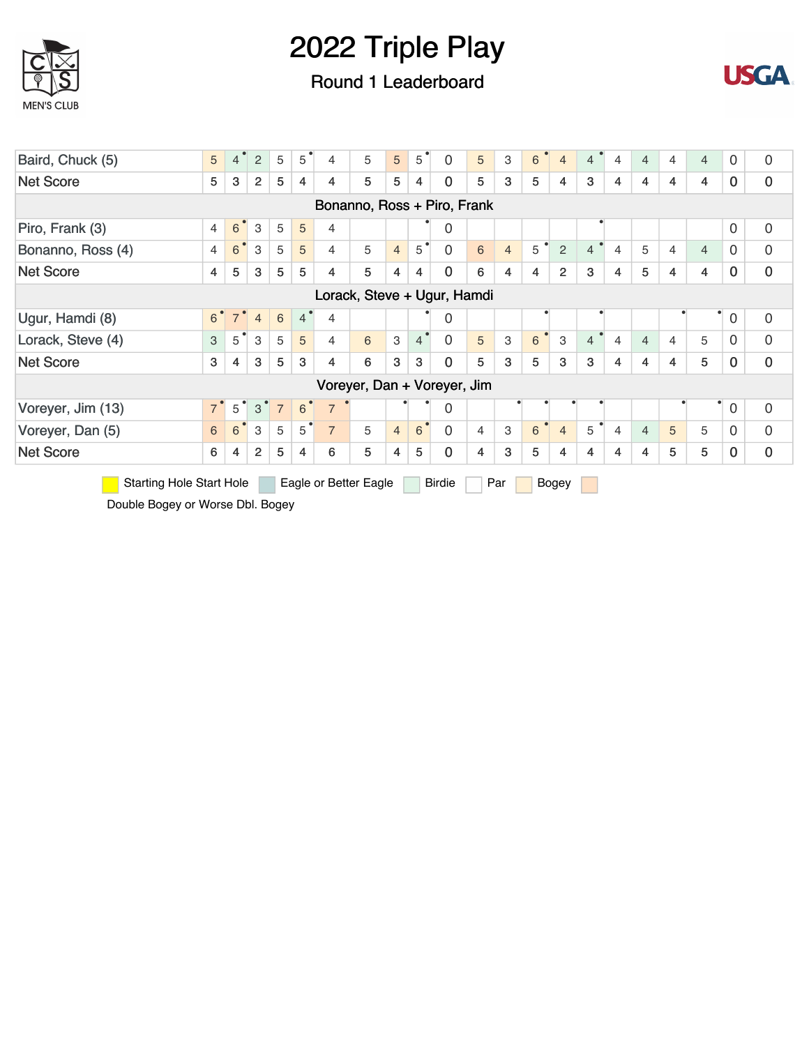# 2022 Triple Play

## Round 1 Leaderboard

MEN'S CLUB

| | | | | | | | | | | | | | | | | | | | | | |
|---|---|---|---|---|---|---|---|---|---|---|---|---|---|---|---|---|---|---|---|---|---|
| Baird, Chuck (5) | 5 | 4 | 2 | 5 | 5 | 4 | 5 | 5 | 5 | 0 | 5 | 3 | 6 | 4 | 4 | 4 | 4 | 4 | 4 | 0 | 0 |
| Net Score | 5 | 3 | 2 | 5 | 4 | 4 | 5 | 5 | 4 | 0 | 5 | 3 | 5 | 4 | 3 | 4 | 4 | 4 | 4 | 0 | 0 |
| Bonanno, Ross + Piro, Frank | | | | | | | | | | | | | | | | | | | | | |
| Piro, Frank (3) | 4 | 6 | 3 | 5 | 5 | 4 | | | | 0 | | | | | | | | | | 0 | 0 |
| Bonanno, Ross (4) | 4 | 6 | 3 | 5 | 5 | 4 | 5 | 4 | 5 | 0 | 6 | 4 | 5 | 2 | 4 | 4 | 5 | 4 | 4 | 0 | 0 |
| Net Score | 4 | 5 | 3 | 5 | 5 | 4 | 5 | 4 | 4 | 0 | 6 | 4 | 4 | 2 | 3 | 4 | 5 | 4 | 4 | 0 | 0 |
| Lorack, Steve + Ugur, Hamdi | | | | | | | | | | | | | | | | | | | | | |
| Ugur, Hamdi (8) | 6 | 7 | 4 | 6 | 4 | 4 | | | | 0 | | | | | | | | | | 0 | 0 |
| Lorack, Steve (4) | 3 | 5 | 3 | 5 | 5 | 4 | 6 | 3 | 4 | 0 | 5 | 3 | 6 | 3 | 4 | 4 | 4 | 4 | 5 | 0 | 0 |
| Net Score | 3 | 4 | 3 | 5 | 3 | 4 | 6 | 3 | 3 | 0 | 5 | 3 | 5 | 3 | 3 | 4 | 4 | 4 | 5 | 0 | 0 |
| Voreyer, Dan + Voreyer, Jim | | | | | | | | | | | | | | | | | | | | | |
| Voreyer, Jim (13) | 7 | 5 | 3 | 7 | 6 | 7 | | | | 0 | | | | | | | | | | 0 | 0 |
| Voreyer, Dan (5) | 6 | 6 | 3 | 5 | 5 | 7 | 5 | 4 | 6 | 0 | 4 | 3 | 6 | 4 | 5 | 4 | 4 | 5 | 5 | 0 | 0 |
| Net Score | 6 | 4 | 2 | 5 | 4 | 6 | 5 | 4 | 5 | 0 | 4 | 3 | 5 | 4 | 4 | 4 | 4 | 5 | 5 | 0 | 0 |

Starting Hole Start Hole | Eagle or Better Eagle | Birdie | Par | Bogey | Double Bogey or Worse Dbl. Bogey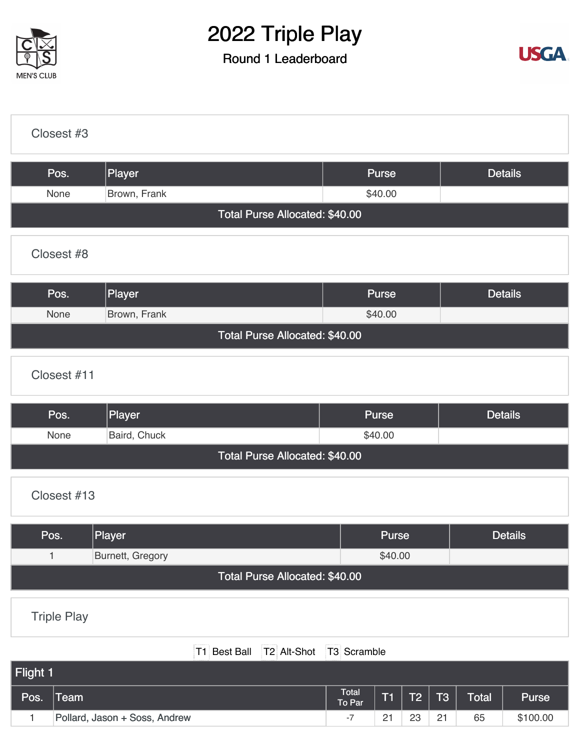# 2022 Triple Play

Round 1 Leaderboard

MEN'S CLUB

USGA

## Closest #3

| Pos. | Player | Purse | Details |
|---|---|---|---|
| None | Brown, Frank | $40.00 | |
| Total Purse Allocated: $40.00 | | | |

## Closest #8

| Pos. | Player | Purse | Details |
|---|---|---|---|
| None | Brown, Frank | $40.00 | |
| Total Purse Allocated: $40.00 | | | |

## Closest #11

| Pos. | Player | Purse | Details |
|---|---|---|---|
| None | Baird, Chuck | $40.00 | |
| Total Purse Allocated: $40.00 | | | |

## Closest #13

| Pos. | Player | Purse | Details |
|---|---|---|---|
| 1 | Burnett, Gregory | $40.00 | |
| Total Purse Allocated: $40.00 | | | |

## Triple Play

T1 Best Ball T2 Alt-Shot T3 Scramble

### Flight 1

| Pos. | Team | Total To Par | T1 | T2 | T3 | Total | Purse |
|---|---|---|---|---|---|---|---|
| 1 | Pollard, Jason + Soss, Andrew | -7 | 21 | 23 | 21 | 65 | $100.00 |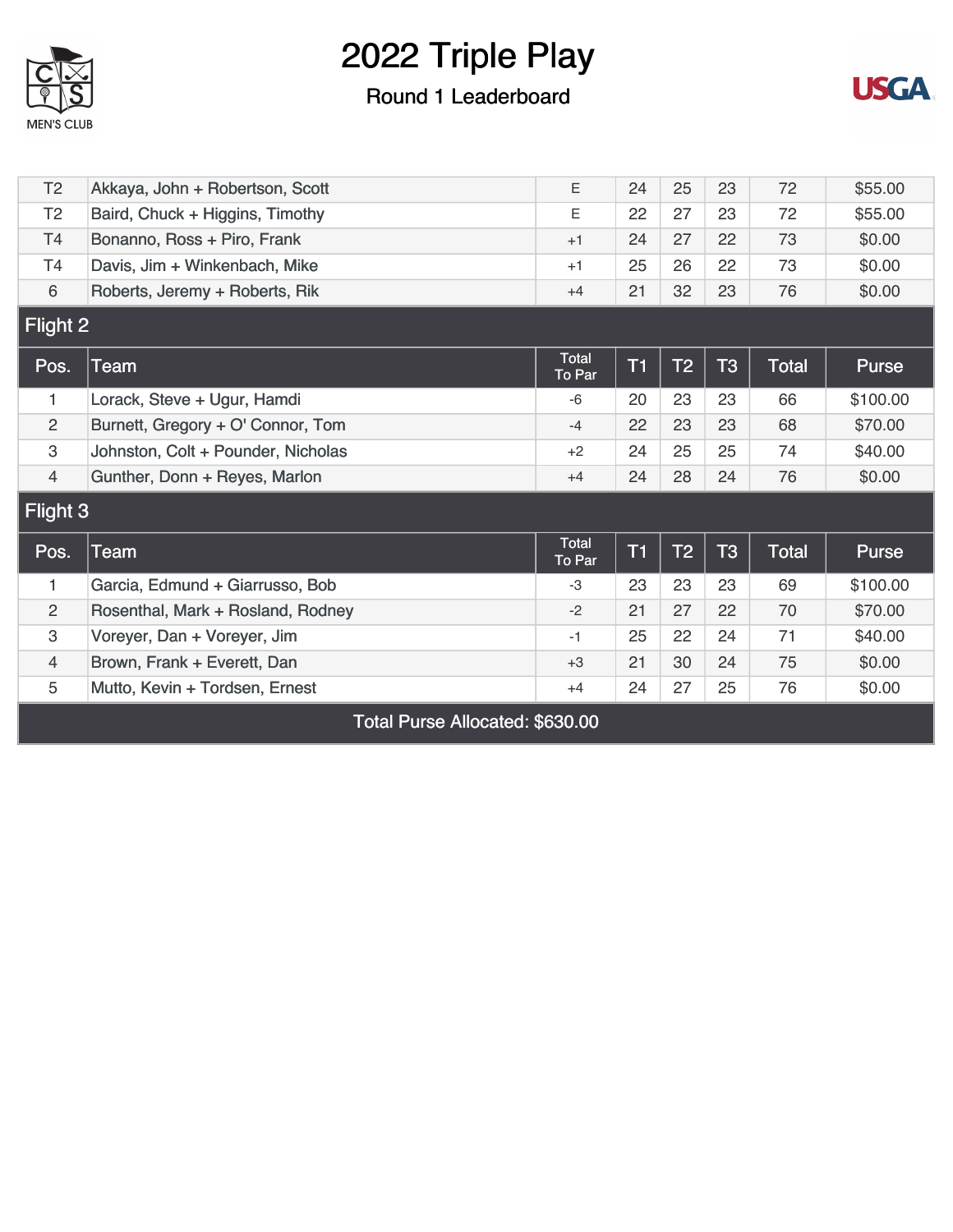# 2022 Triple Play

## Round 1 Leaderboard

| | | | | | | | |
|---|---|---|---|---|---|---|---|
| T2 | Akkaya, John + Robertson, Scott | E | 24 | 25 | 23 | 72 | $55.00 |
| T2 | Baird, Chuck + Higgins, Timothy | E | 22 | 27 | 23 | 72 | $55.00 |
| T4 | Bonanno, Ross + Piro, Frank | +1 | 24 | 27 | 22 | 73 | $0.00 |
| T4 | Davis, Jim + Winkenbach, Mike | +1 | 25 | 26 | 22 | 73 | $0.00 |
| 6 | Roberts, Jeremy + Roberts, Rik | +4 | 21 | 32 | 23 | 76 | $0.00 |

### Flight 2

| Pos. | Team | Total To Par | T1 | T2 | T3 | Total | Purse |
|---|---|---|---|---|---|---|---|
| 1 | Lorack, Steve + Ugur, Hamdi | -6 | 20 | 23 | 23 | 66 | $100.00 |
| 2 | Burnett, Gregory + O' Connor, Tom | -4 | 22 | 23 | 23 | 68 | $70.00 |
| 3 | Johnston, Colt + Pounder, Nicholas | +2 | 24 | 25 | 25 | 74 | $40.00 |
| 4 | Gunther, Donn + Reyes, Marlon | +4 | 24 | 28 | 24 | 76 | $0.00 |

### Flight 3

| Pos. | Team | Total To Par | T1 | T2 | T3 | Total | Purse |
|---|---|---|---|---|---|---|---|
| 1 | Garcia, Edmund + Giarrusso, Bob | -3 | 23 | 23 | 23 | 69 | $100.00 |
| 2 | Rosenthal, Mark + Rosland, Rodney | -2 | 21 | 27 | 22 | 70 | $70.00 |
| 3 | Voreyer, Dan + Voreyer, Jim | -1 | 25 | 22 | 24 | 71 | $40.00 |
| 4 | Brown, Frank + Everett, Dan | +3 | 21 | 30 | 24 | 75 | $0.00 |
| 5 | Mutto, Kevin + Tordsen, Ernest | +4 | 24 | 27 | 25 | 76 | $0.00 |

Total Purse Allocated: $630.00